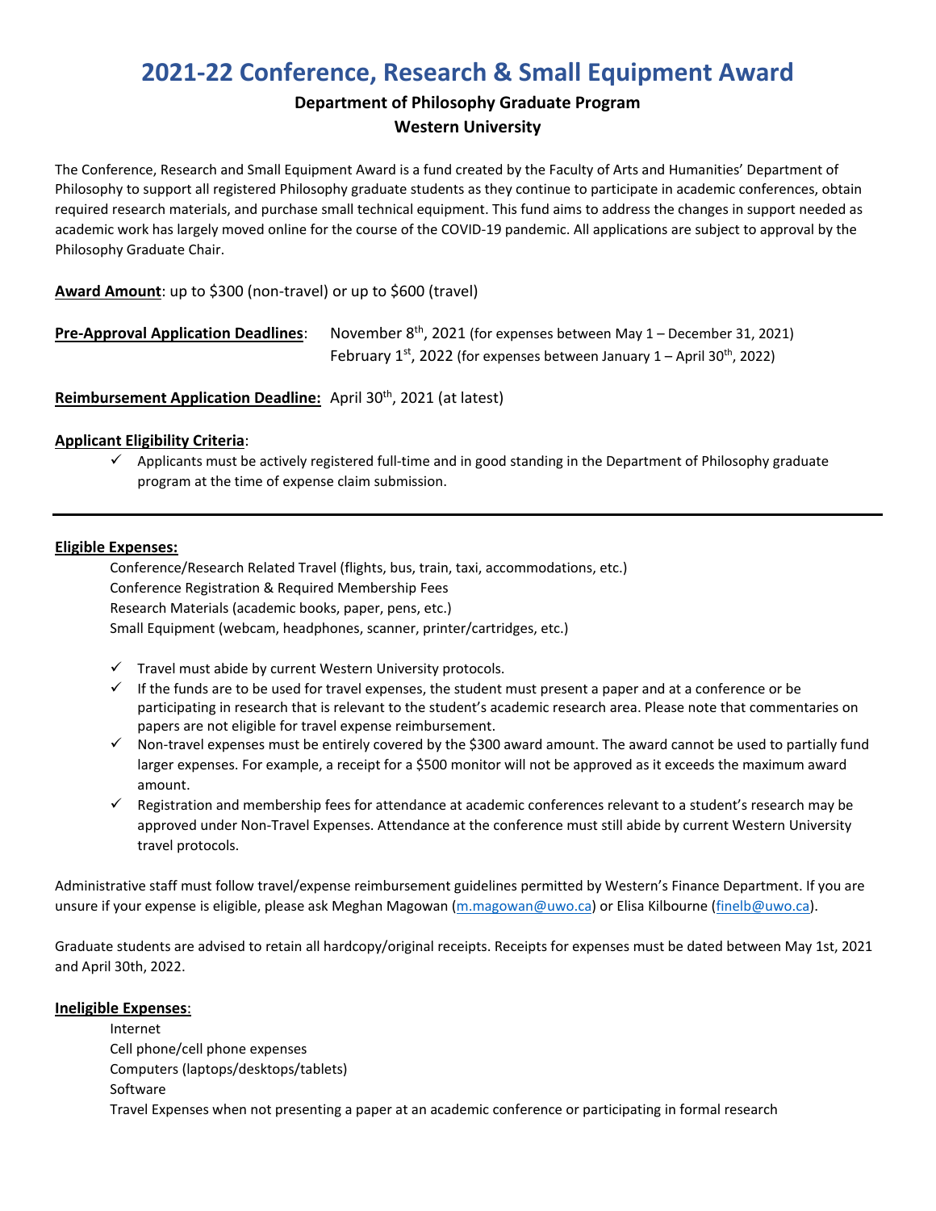# 2021-22 Conference, Research & Small Equipment Award

### Department of Philosophy Graduate Program
### Western University

The Conference, Research and Small Equipment Award is a fund created by the Faculty of Arts and Humanities' Department of Philosophy to support all registered Philosophy graduate students as they continue to participate in academic conferences, obtain required research materials, and purchase small technical equipment. This fund aims to address the changes in support needed as academic work has largely moved online for the course of the COVID-19 pandemic. All applications are subject to approval by the Philosophy Graduate Chair.

**Award Amount**: up to $300 (non-travel) or up to $600 (travel)

**Pre-Approval Application Deadlines**: November 8th, 2021 (for expenses between May 1 – December 31, 2021)
February 1st, 2022 (for expenses between January 1 – April 30th, 2022)

**Reimbursement Application Deadline:** April 30th, 2021 (at latest)

**Applicant Eligibility Criteria**:

- ✓ Applicants must be actively registered full-time and in good standing in the Department of Philosophy graduate program at the time of expense claim submission.

---

**Eligible Expenses:**

Conference/Research Related Travel (flights, bus, train, taxi, accommodations, etc.)
Conference Registration & Required Membership Fees
Research Materials (academic books, paper, pens, etc.)
Small Equipment (webcam, headphones, scanner, printer/cartridges, etc.)

- ✓ Travel must abide by current Western University protocols.
- ✓ If the funds are to be used for travel expenses, the student must present a paper and at a conference or be participating in research that is relevant to the student's academic research area. Please note that commentaries on papers are not eligible for travel expense reimbursement.
- ✓ Non-travel expenses must be entirely covered by the $300 award amount. The award cannot be used to partially fund larger expenses. For example, a receipt for a $500 monitor will not be approved as it exceeds the maximum award amount.
- ✓ Registration and membership fees for attendance at academic conferences relevant to a student's research may be approved under Non-Travel Expenses. Attendance at the conference must still abide by current Western University travel protocols.

Administrative staff must follow travel/expense reimbursement guidelines permitted by Western's Finance Department. If you are unsure if your expense is eligible, please ask Meghan Magowan (m.magowan@uwo.ca) or Elisa Kilbourne (finelb@uwo.ca).

Graduate students are advised to retain all hardcopy/original receipts. Receipts for expenses must be dated between May 1st, 2021 and April 30th, 2022.

**Ineligible Expenses**:

Internet
Cell phone/cell phone expenses
Computers (laptops/desktops/tablets)
Software
Travel Expenses when not presenting a paper at an academic conference or participating in formal research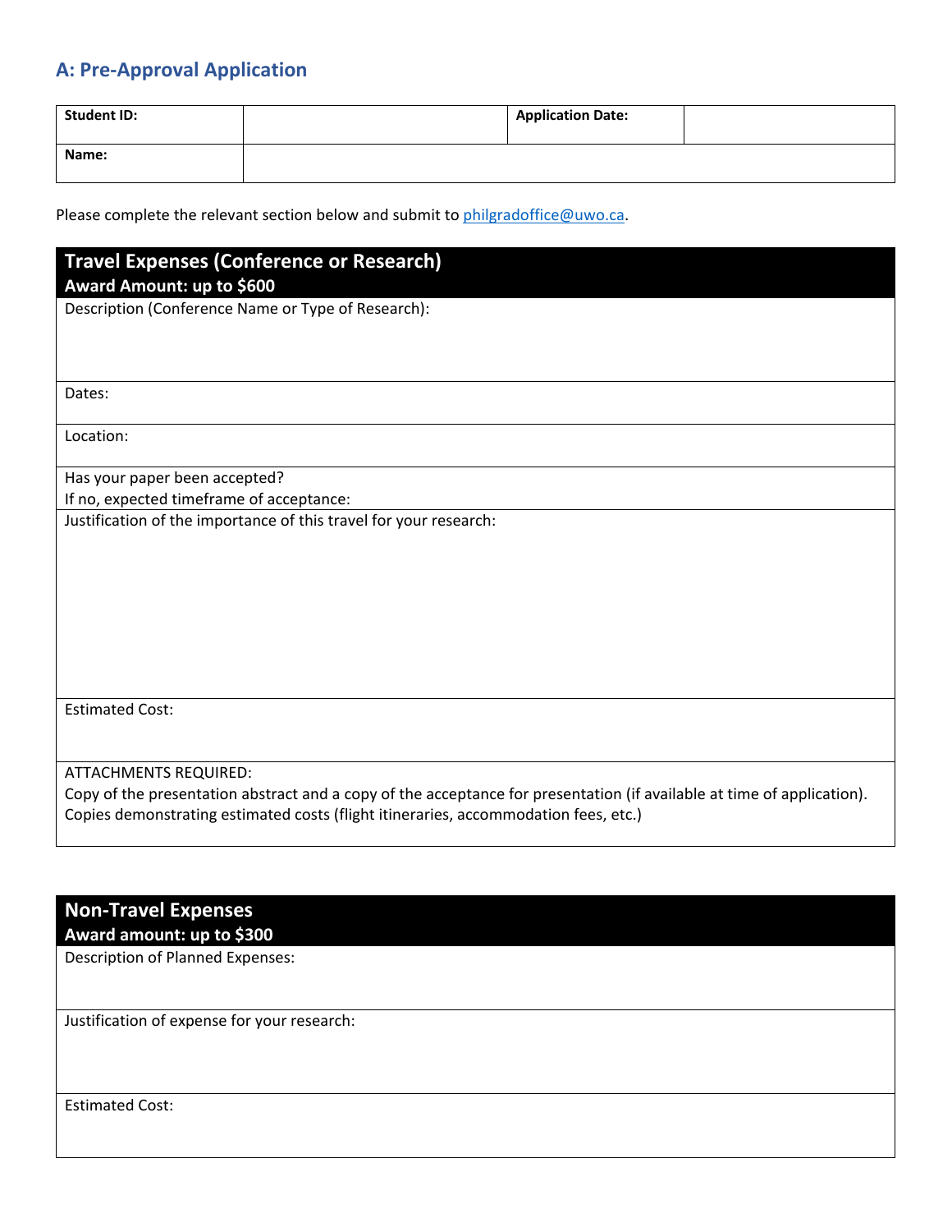## A: Pre-Approval Application

| **Student ID:** | | **Application Date:** | |
|---|---|---|---|
| **Name:** | | | |

Please complete the relevant section below and submit to philgradoffice@uwo.ca.

| **Travel Expenses (Conference or Research)**<br>**Award Amount: up to $600** |
|---|
| Description (Conference Name or Type of Research): |
| Dates: |
| Location: |
| Has your paper been accepted?<br>If no, expected timeframe of acceptance: |
| Justification of the importance of this travel for your research: |
| Estimated Cost: |
| ATTACHMENTS REQUIRED:<br>Copy of the presentation abstract and a copy of the acceptance for presentation (if available at time of application).<br>Copies demonstrating estimated costs (flight itineraries, accommodation fees, etc.) |

| **Non-Travel Expenses**<br>**Award amount: up to $300** |
|---|
| Description of Planned Expenses: |
| Justification of expense for your research: |
| Estimated Cost: |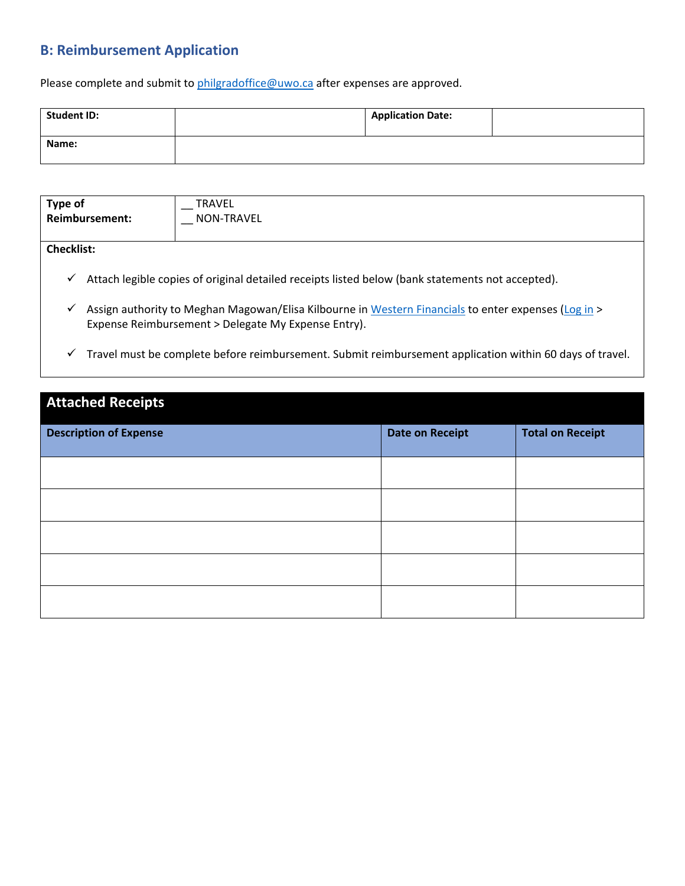## B: Reimbursement Application

Please complete and submit to philgradoffice@uwo.ca after expenses are approved.

| | | | |
|---|---|---|---|
| **Student ID:** | | **Application Date:** | |
| **Name:** | | | |

| | |
|---|---|
| **Type of Reimbursement:** | __ TRAVEL<br>__ NON-TRAVEL |

**Checklist:**

- ✓ Attach legible copies of original detailed receipts listed below (bank statements not accepted).
- ✓ Assign authority to Meghan Magowan/Elisa Kilbourne in Western Financials to enter expenses (Log in > Expense Reimbursement > Delegate My Expense Entry).
- ✓ Travel must be complete before reimbursement. Submit reimbursement application within 60 days of travel.

### Attached Receipts

| Description of Expense | Date on Receipt | Total on Receipt |
|---|---|---|
| | | |
| | | |
| | | |
| | | |
| | | |